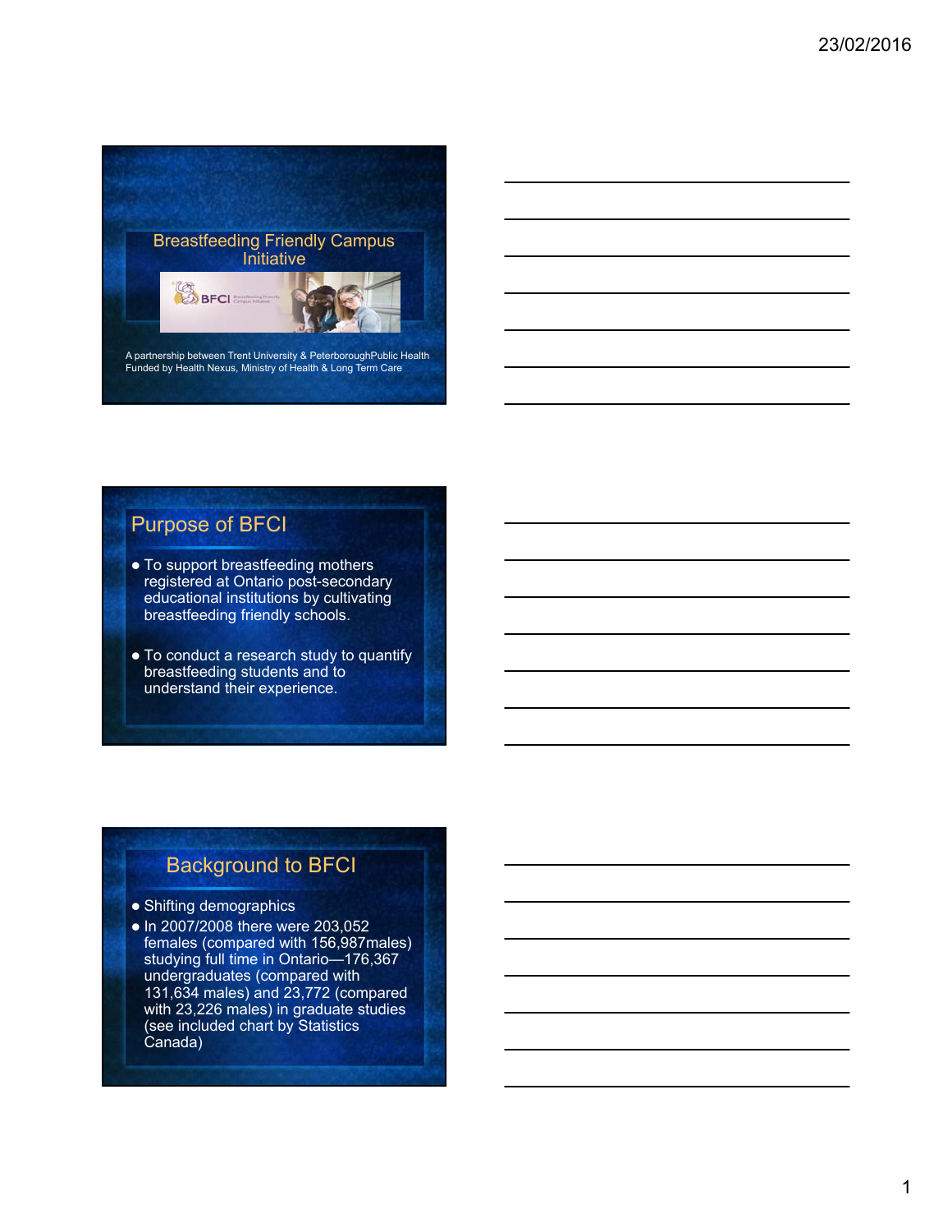# Breastfeeding Friendly Campus Initiative

BFCI Breastfeeding Friendly Campus Initiative

A partnership between Trent University & PeterboroughPublic Health
Funded by Health Nexus, Ministry of Health & Long Term Care

## Purpose of BFCI

- To support breastfeeding mothers registered at Ontario post-secondary educational institutions by cultivating breastfeeding friendly schools.
- To conduct a research study to quantify breastfeeding students and to understand their experience.

## Background to BFCI

- Shifting demographics
- In 2007/2008 there were 203,052 females (compared with 156,987males) studying full time in Ontario—176,367 undergraduates (compared with 131,634 males) and 23,772 (compared with 23,226 males) in graduate studies (see included chart by Statistics Canada)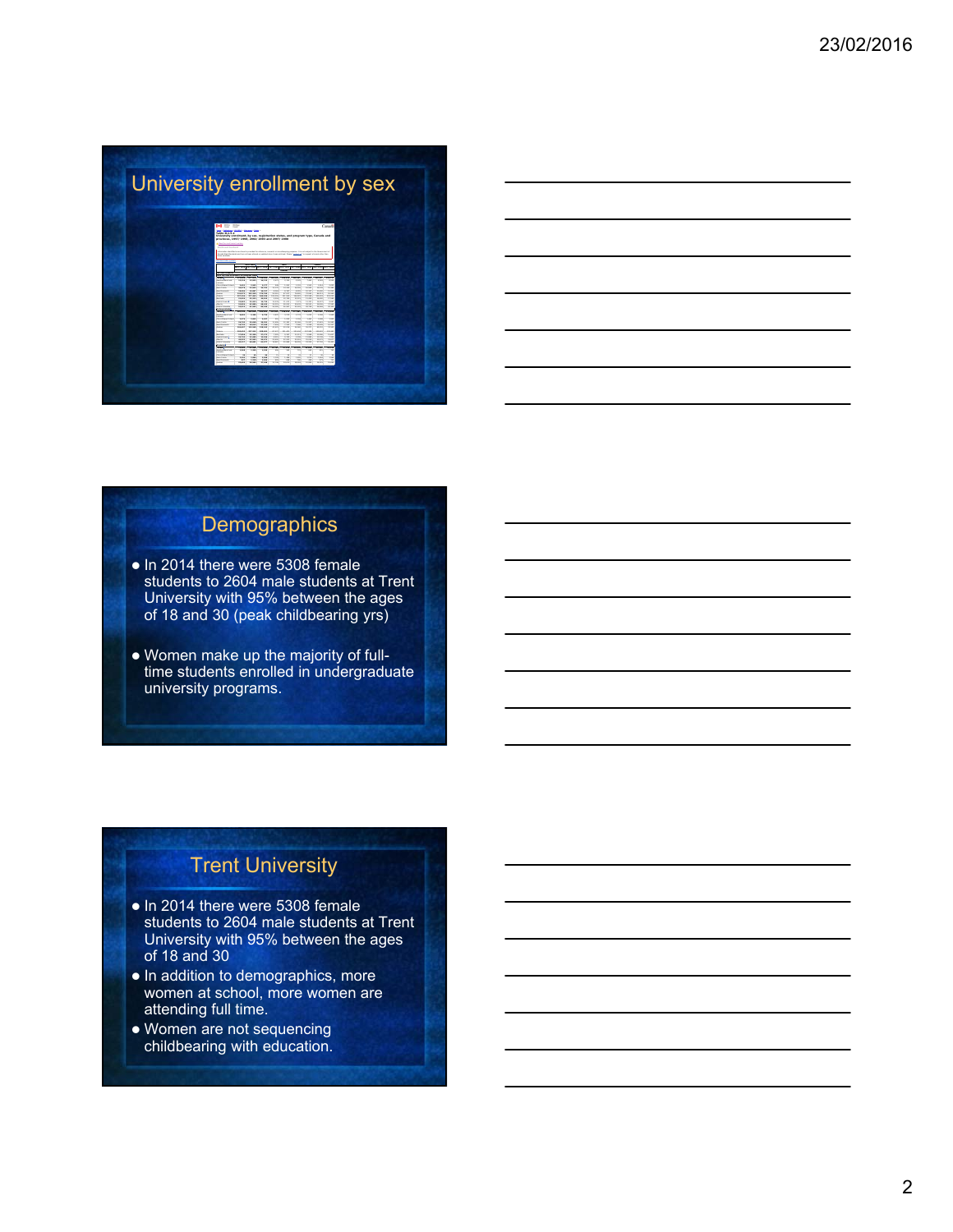## University enrollment by sex

## Demographics

- In 2014 there were 5308 female students to 2604 male students at Trent University with 95% between the ages of 18 and 30 (peak childbearing yrs)
- Women make up the majority of full-time students enrolled in undergraduate university programs.

## Trent University

- In 2014 there were 5308 female students to 2604 male students at Trent University with 95% between the ages of 18 and 30
- In addition to demographics, more women at school, more women are attending full time.
- Women are not sequencing childbearing with education.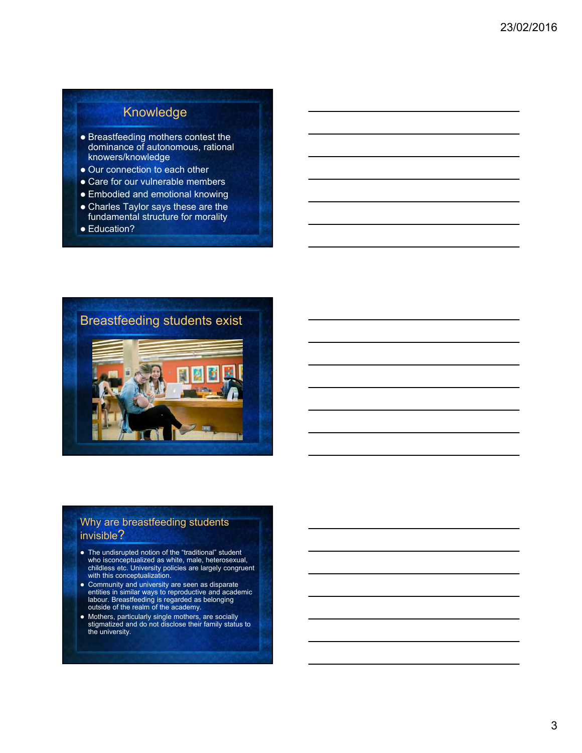## Knowledge

- Breastfeeding mothers contest the dominance of autonomous, rational knowers/knowledge
- Our connection to each other
- Care for our vulnerable members
- Embodied and emotional knowing
- Charles Taylor says these are the fundamental structure for morality
- Education?

## Breastfeeding students exist

## Why are breastfeeding students invisible?

- The undisrupted notion of the "traditional" student who isconceptualized as white, male, heterosexual, childless etc. University policies are largely congruent with this conceptualization.
- Community and university are seen as disparate entities in similar ways to reproductive and academic labour. Breastfeeding is regarded as belonging outside of the realm of the academy.
- Mothers, particularly single mothers, are socially stigmatized and do not disclose their family status to the university.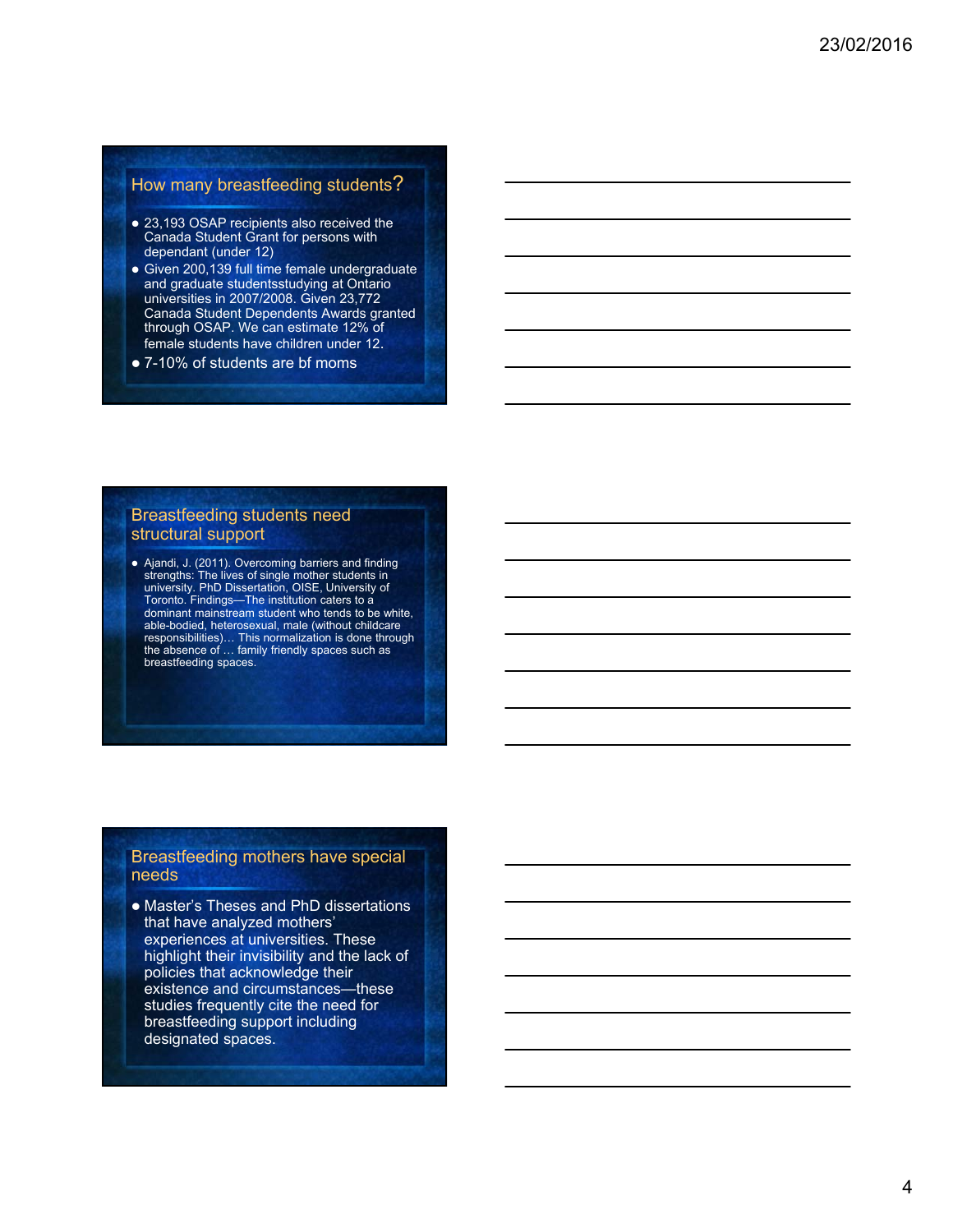## How many breastfeeding students?

- 23,193 OSAP recipients also received the Canada Student Grant for persons with dependant (under 12)
- Given 200,139 full time female undergraduate and graduate studentsstudying at Ontario universities in 2007/2008. Given 23,772 Canada Student Dependents Awards granted through OSAP. We can estimate 12% of female students have children under 12.
- 7-10% of students are bf moms

## Breastfeeding students need structural support

- Ajandi, J. (2011). Overcoming barriers and finding strengths: The lives of single mother students in university. PhD Dissertation, OISE, University of Toronto. Findings—The institution caters to a dominant mainstream student who tends to be white, able-bodied, heterosexual, male (without childcare responsibilities)… This normalization is done through the absence of … family friendly spaces such as breastfeeding spaces.

## Breastfeeding mothers have special needs

- Master's Theses and PhD dissertations that have analyzed mothers' experiences at universities. These highlight their invisibility and the lack of policies that acknowledge their existence and circumstances—these studies frequently cite the need for breastfeeding support including designated spaces.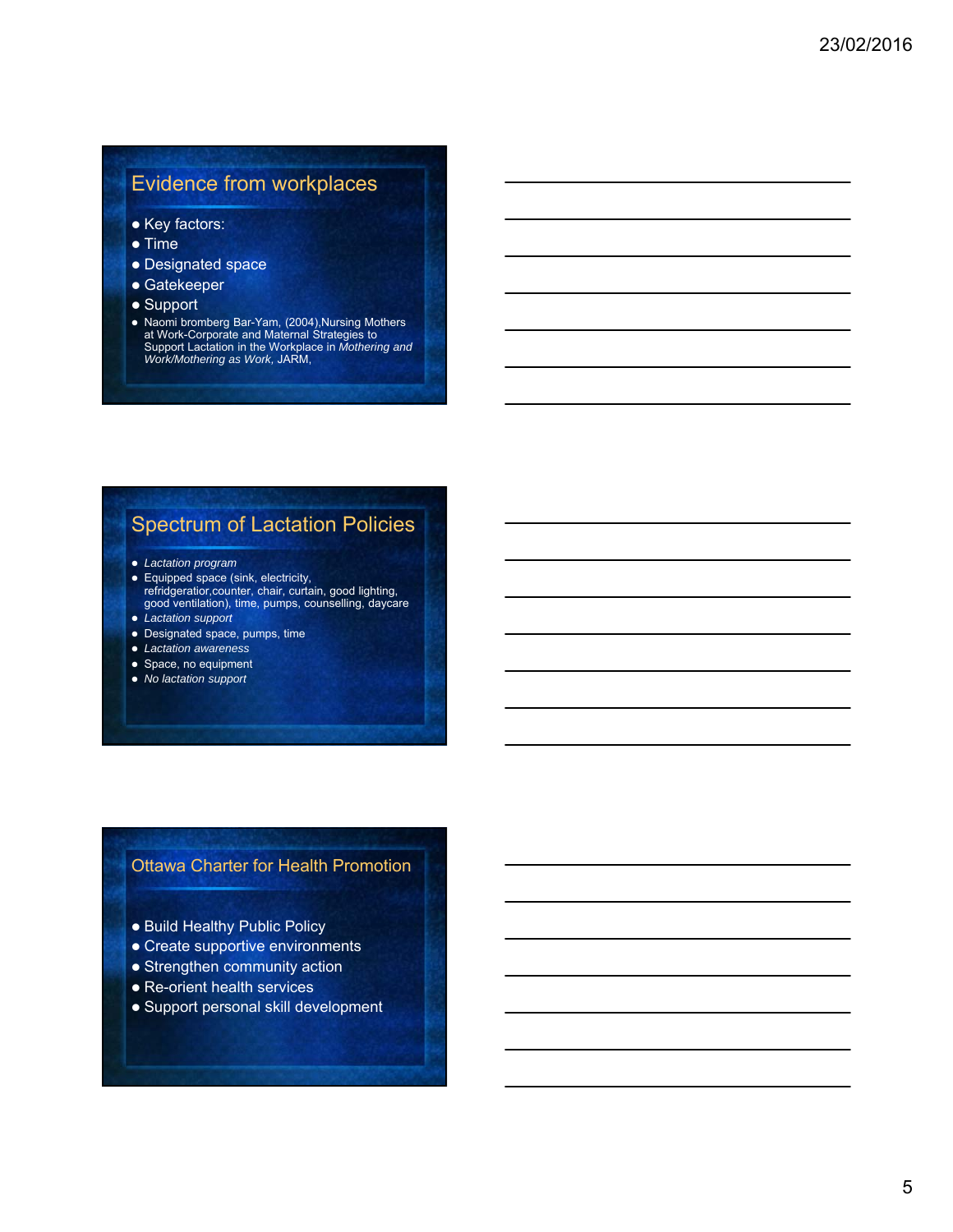## Evidence from workplaces

- Key factors:
- Time
- Designated space
- Gatekeeper
- Support
- Naomi bromberg Bar-Yam, (2004),Nursing Mothers at Work-Corporate and Maternal Strategies to Support Lactation in the Workplace in *Mothering and Work/Mothering as Work*, JARM,

## Spectrum of Lactation Policies

- *Lactation program*
- Equipped space (sink, electricity, refridgeratior,counter, chair, curtain, good lighting, good ventilation), time, pumps, counselling, daycare
- *Lactation support*
- Designated space, pumps, time
- *Lactation awareness*
- Space, no equipment
- *No lactation support*

## Ottawa Charter for Health Promotion

- Build Healthy Public Policy
- Create supportive environments
- Strengthen community action
- Re-orient health services
- Support personal skill development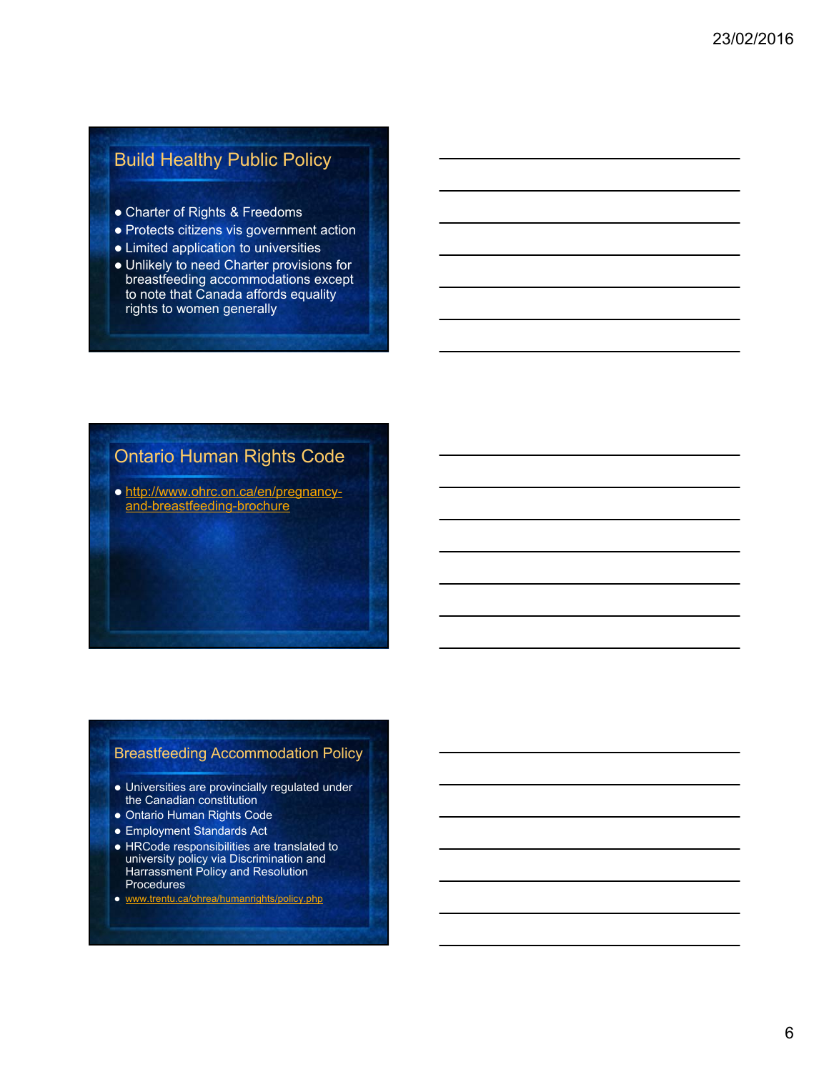## Build Healthy Public Policy

- Charter of Rights & Freedoms
- Protects citizens vis government action
- Limited application to universities
- Unlikely to need Charter provisions for breastfeeding accommodations except to note that Canada affords equality rights to women generally

## Ontario Human Rights Code

- http://www.ohrc.on.ca/en/pregnancy-and-breastfeeding-brochure

## Breastfeeding Accommodation Policy

- Universities are provincially regulated under the Canadian constitution
- Ontario Human Rights Code
- Employment Standards Act
- HRCode responsibilities are translated to university policy via Discrimination and Harrassment Policy and Resolution Procedures
- www.trentu.ca/ohrea/humanrights/policy.php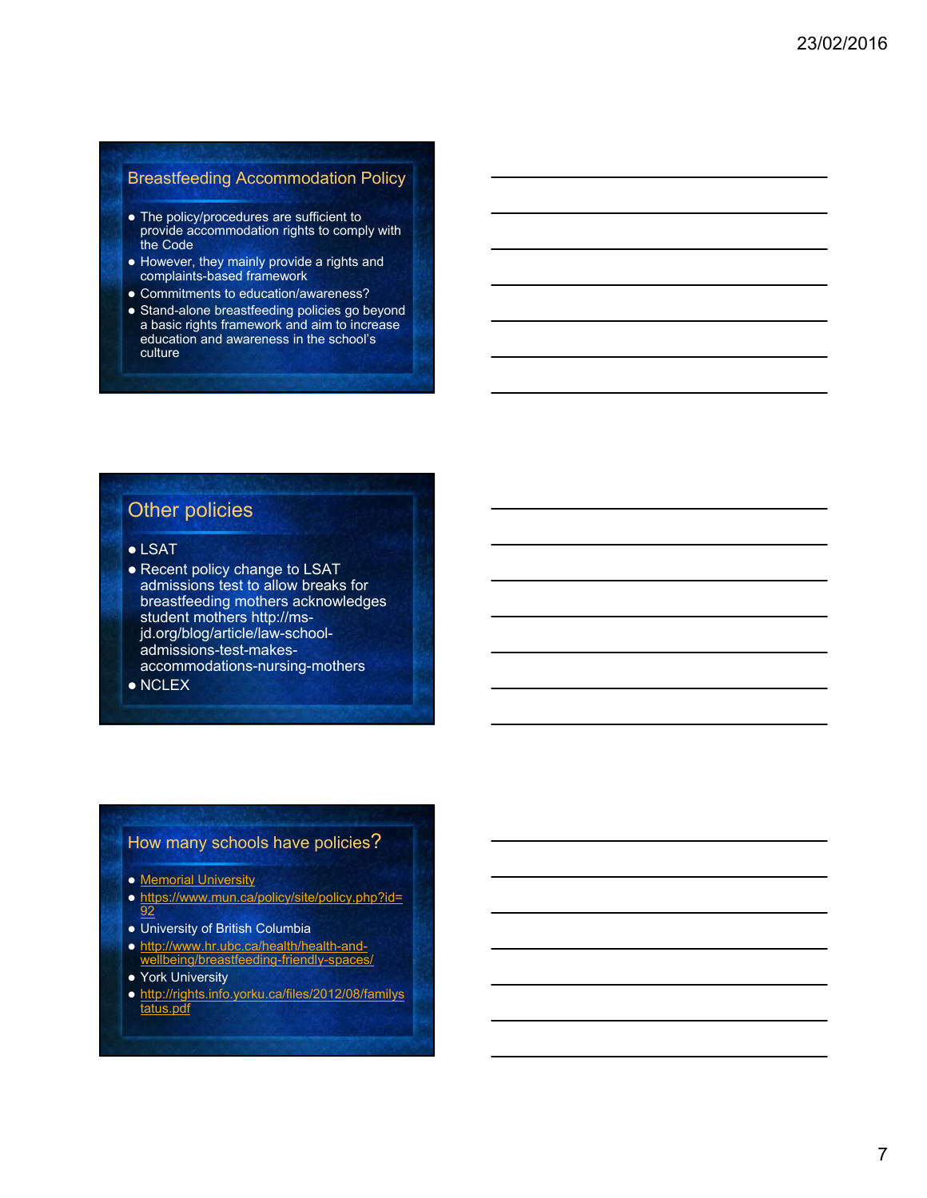## Breastfeeding Accommodation Policy

- The policy/procedures are sufficient to provide accommodation rights to comply with the Code
- However, they mainly provide a rights and complaints-based framework
- Commitments to education/awareness?
- Stand-alone breastfeeding policies go beyond a basic rights framework and aim to increase education and awareness in the school's culture

## Other policies

- LSAT
- Recent policy change to LSAT admissions test to allow breaks for breastfeeding mothers acknowledges student mothers http://ms-jd.org/blog/article/law-school-admissions-test-makes-accommodations-nursing-mothers
- NCLEX

## How many schools have policies?

- Memorial University
- https://www.mun.ca/policy/site/policy.php?id=92
- University of British Columbia
- http://www.hr.ubc.ca/health/health-and-wellbeing/breastfeeding-friendly-spaces/
- York University
- http://rights.info.yorku.ca/files/2012/08/familystatus.pdf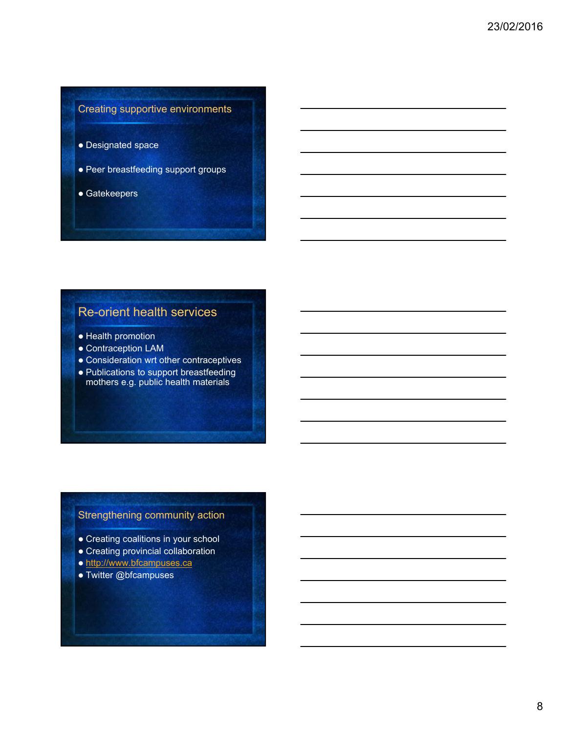## Creating supportive environments

- Designated space
- Peer breastfeeding support groups
- Gatekeepers

## Re-orient health services

- Health promotion
- Contraception LAM
- Consideration wrt other contraceptives
- Publications to support breastfeeding mothers e.g. public health materials

## Strengthening community action

- Creating coalitions in your school
- Creating provincial collaboration
- http://www.bfcampuses.ca
- Twitter @bfcampuses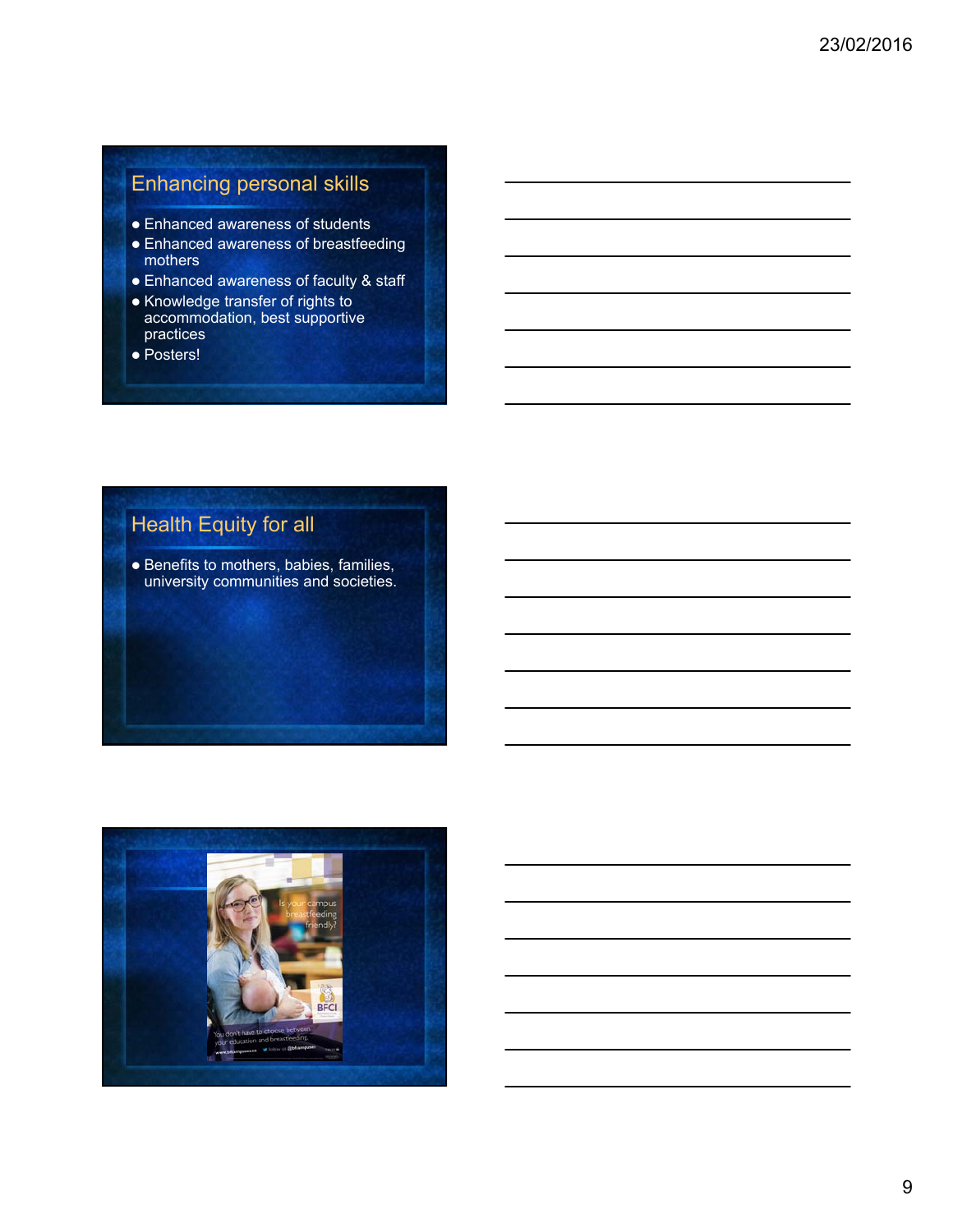## Enhancing personal skills

- Enhanced awareness of students
- Enhanced awareness of breastfeeding mothers
- Enhanced awareness of faculty & staff
- Knowledge transfer of rights to accommodation, best supportive practices
- Posters!

## Health Equity for all

- Benefits to mothers, babies, families, university communities and societies.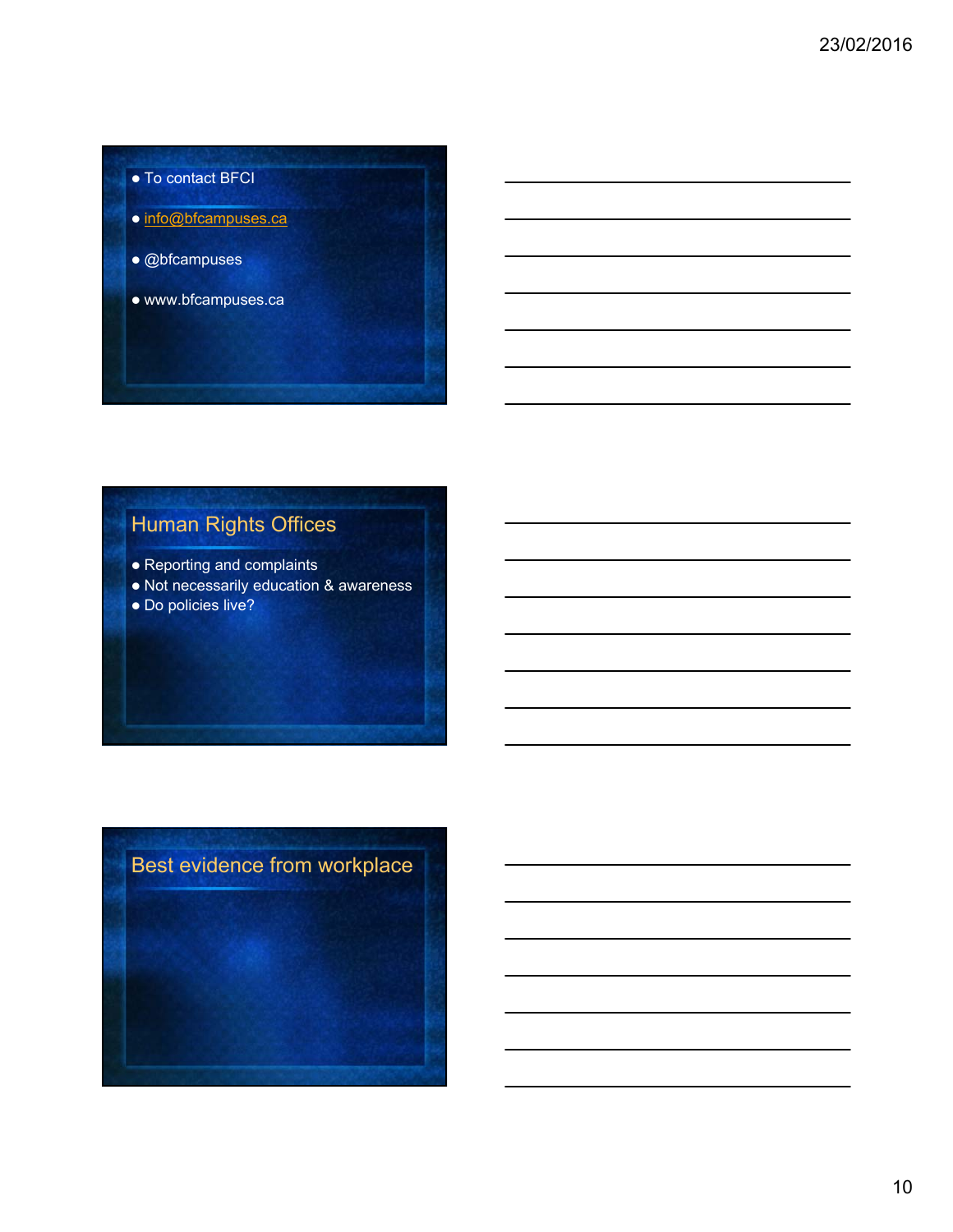- To contact BFCI
- info@bfcampuses.ca
- @bfcampuses
- www.bfcampuses.ca

## Human Rights Offices

- Reporting and complaints
- Not necessarily education & awareness
- Do policies live?

## Best evidence from workplace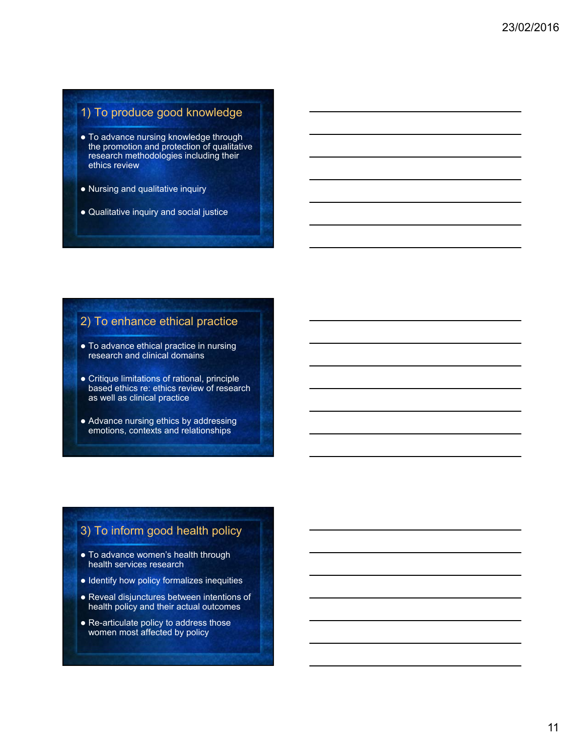## 1) To produce good knowledge

- To advance nursing knowledge through the promotion and protection of qualitative research methodologies including their ethics review
- Nursing and qualitative inquiry
- Qualitative inquiry and social justice

## 2) To enhance ethical practice

- To advance ethical practice in nursing research and clinical domains
- Critique limitations of rational, principle based ethics re: ethics review of research as well as clinical practice
- Advance nursing ethics by addressing emotions, contexts and relationships

## 3) To inform good health policy

- To advance women's health through health services research
- Identify how policy formalizes inequities
- Reveal disjunctures between intentions of health policy and their actual outcomes
- Re-articulate policy to address those women most affected by policy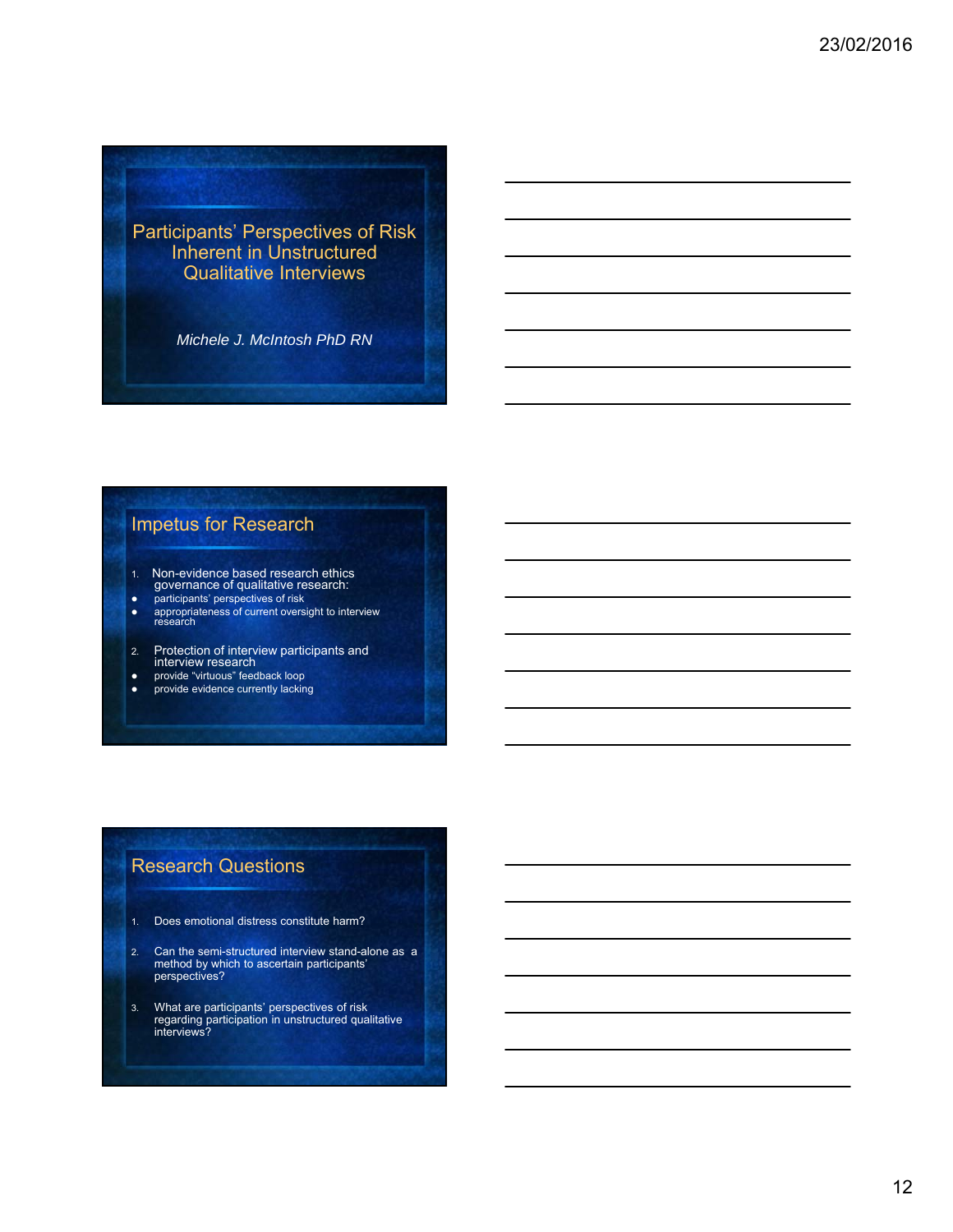# Participants' Perspectives of Risk Inherent in Unstructured Qualitative Interviews

*Michele J. McIntosh PhD RN*

## Impetus for Research

1. Non-evidence based research ethics governance of qualitative research:
   - participants' perspectives of risk
   - appropriateness of current oversight to interview research
2. Protection of interview participants and interview research
   - provide "virtuous" feedback loop
   - provide evidence currently lacking

## Research Questions

1. Does emotional distress constitute harm?
2. Can the semi-structured interview stand-alone as a method by which to ascertain participants' perspectives?
3. What are participants' perspectives of risk regarding participation in unstructured qualitative interviews?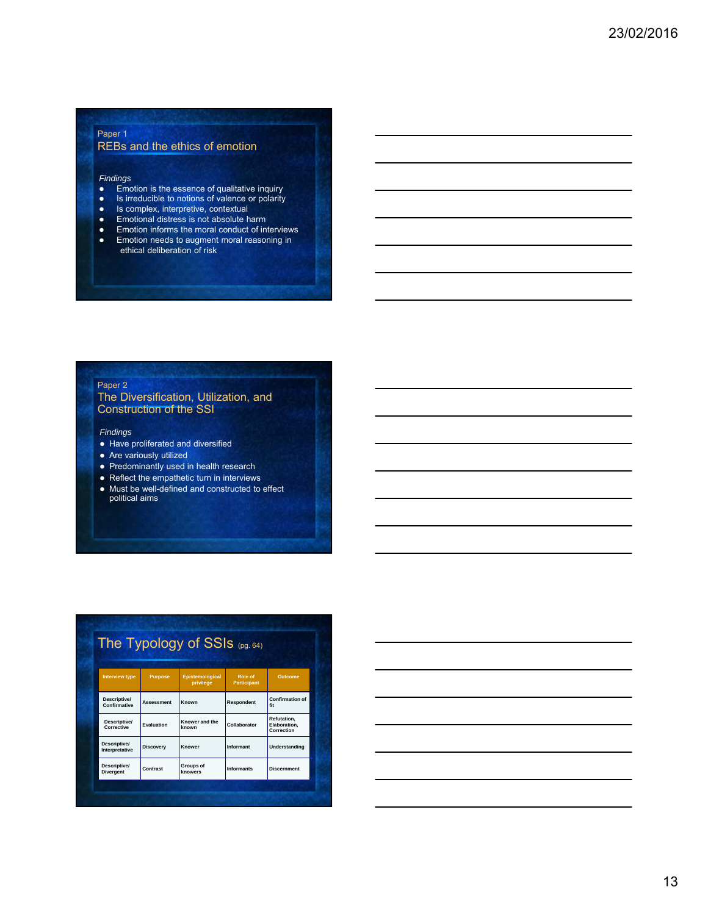Paper 1

## REBs and the ethics of emotion

*Findings*

- Emotion is the essence of qualitative inquiry
- Is irreducible to notions of valence or polarity
- Is complex, interpretive, contextual
- Emotional distress is not absolute harm
- Emotion informs the moral conduct of interviews
- Emotion needs to augment moral reasoning in ethical deliberation of risk

Paper 2

## The Diversification, Utilization, and Construction of the SSI

*Findings*

- Have proliferated and diversified
- Are variously utilized
- Predominantly used in health research
- Reflect the empathetic turn in interviews
- Must be well-defined and constructed to effect political aims

## The Typology of SSIs (pg. 64)

| Interview type | Purpose | Epistemological privilege | Role of Participant | Outcome |
|---|---|---|---|---|
| Descriptive/ Confirmative | Assessment | Known | Respondent | Confirmation of fit |
| Descriptive/ Corrective | Evaluation | Knower and the known | Collaborator | Refutation, Elaboration, Correction |
| Descriptive/ Interpretative | Discovery | Knower | Informant | Understanding |
| Descriptive/ Divergent | Contrast | Groups of knowers | Informants | Discernment |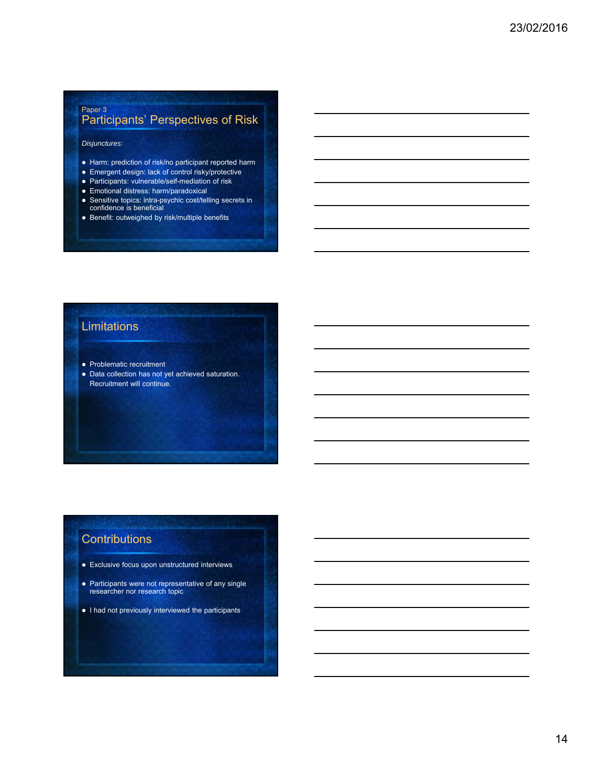Paper 3

## Participants' Perspectives of Risk

*Disjunctures:*

- Harm: prediction of risk/no participant reported harm
- Emergent design: lack of control risky/protective
- Participants: vulnerable/self-mediation of risk
- Emotional distress: harm/paradoxical
- Sensitive topics: intra-psychic cost/telling secrets in confidence is beneficial
- Benefit: outweighed by risk/multiple benefits

## Limitations

- Problematic recruitment
- Data collection has not yet achieved saturation. Recruitment will continue.

## Contributions

- Exclusive focus upon unstructured interviews
- Participants were not representative of any single researcher nor research topic
- I had not previously interviewed the participants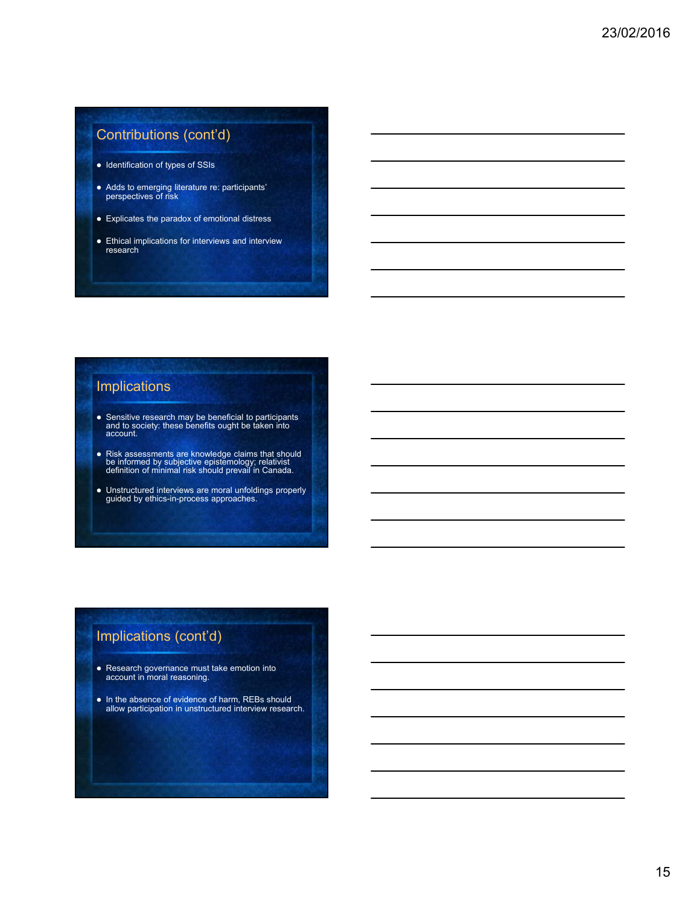## Contributions (cont'd)

- Identification of types of SSIs
- Adds to emerging literature re: participants' perspectives of risk
- Explicates the paradox of emotional distress
- Ethical implications for interviews and interview research

## Implications

- Sensitive research may be beneficial to participants and to society: these benefits ought be taken into account.
- Risk assessments are knowledge claims that should be informed by subjective epistemology; relativist definition of minimal risk should prevail in Canada.
- Unstructured interviews are moral unfoldings properly guided by ethics-in-process approaches.

## Implications (cont'd)

- Research governance must take emotion into account in moral reasoning.
- In the absence of evidence of harm, REBs should allow participation in unstructured interview research.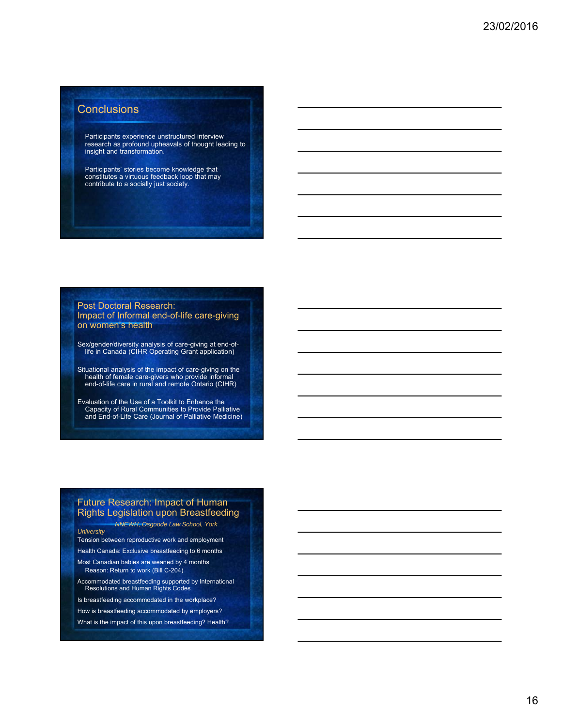## Conclusions

Participants experience unstructured interview research as profound upheavals of thought leading to insight and transformation.

Participants' stories become knowledge that constitutes a virtuous feedback loop that may contribute to a socially just society.

## Post Doctoral Research: Impact of Informal end-of-life care-giving on women's health

Sex/gender/diversity analysis of care-giving at end-of-life in Canada (CIHR Operating Grant application)

Situational analysis of the impact of care-giving on the health of female care-givers who provide informal end-of-life care in rural and remote Ontario (CIHR)

Evaluation of the Use of a Toolkit to Enhance the Capacity of Rural Communities to Provide Palliative and End-of-Life Care (Journal of Palliative Medicine)

## Future Research: Impact of Human Rights Legislation upon Breastfeeding

*NNEWH, Osgoode Law School, York University*

Tension between reproductive work and employment

Health Canada: Exclusive breastfeeding to 6 months

Most Canadian babies are weaned by 4 months
Reason: Return to work (Bill C-204)

Accommodated breastfeeding supported by International Resolutions and Human Rights Codes

Is breastfeeding accommodated in the workplace?

How is breastfeeding accommodated by employers?

What is the impact of this upon breastfeeding? Health?